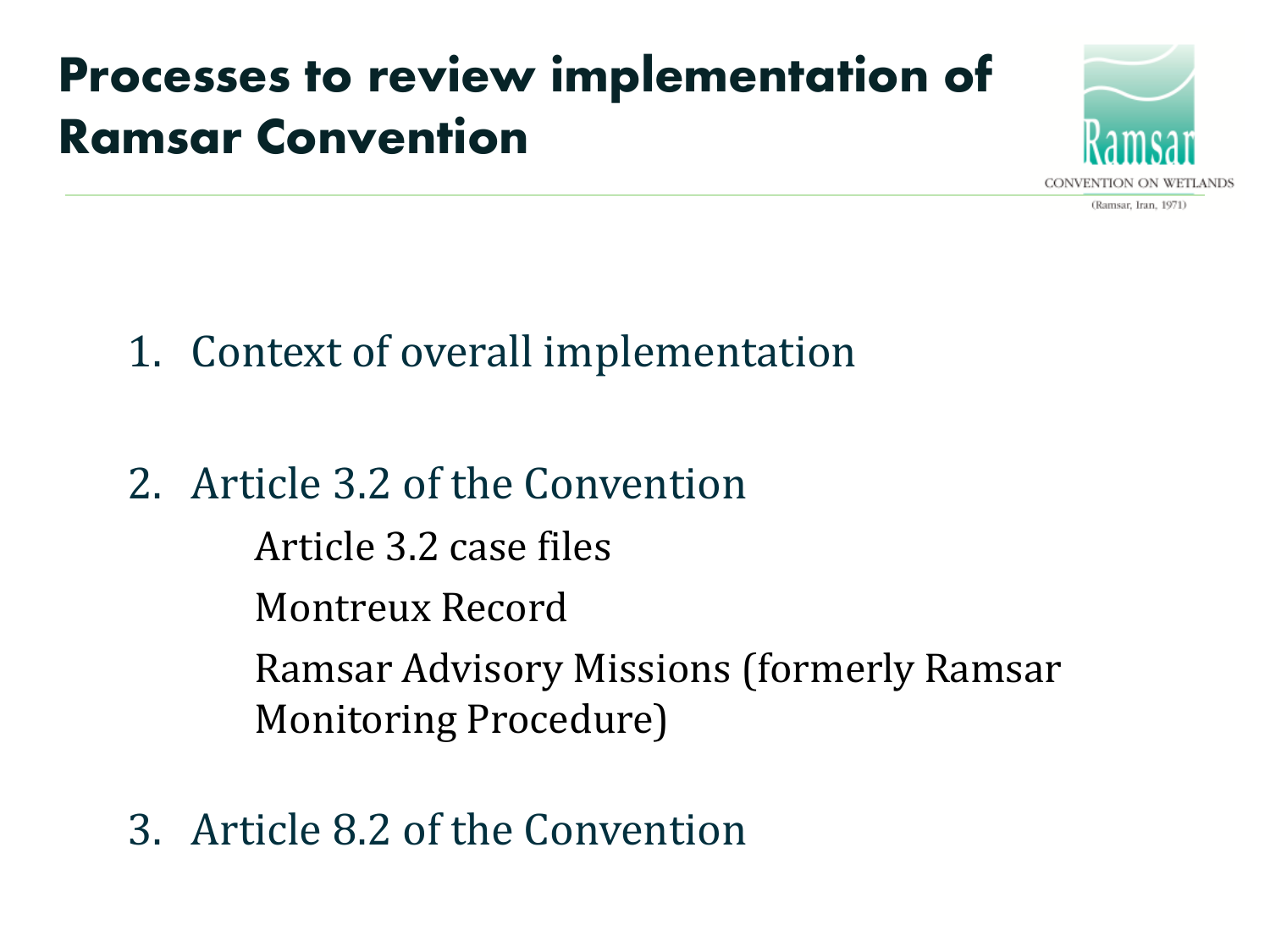# Processes to review implementation of Ramsar Convention

1. Context of overall implementation

2. Article 3.2 of the Convention

   Article 3.2 case files

   Montreux Record

   Ramsar Advisory Missions (formerly Ramsar Monitoring Procedure)

3. Article 8.2 of the Convention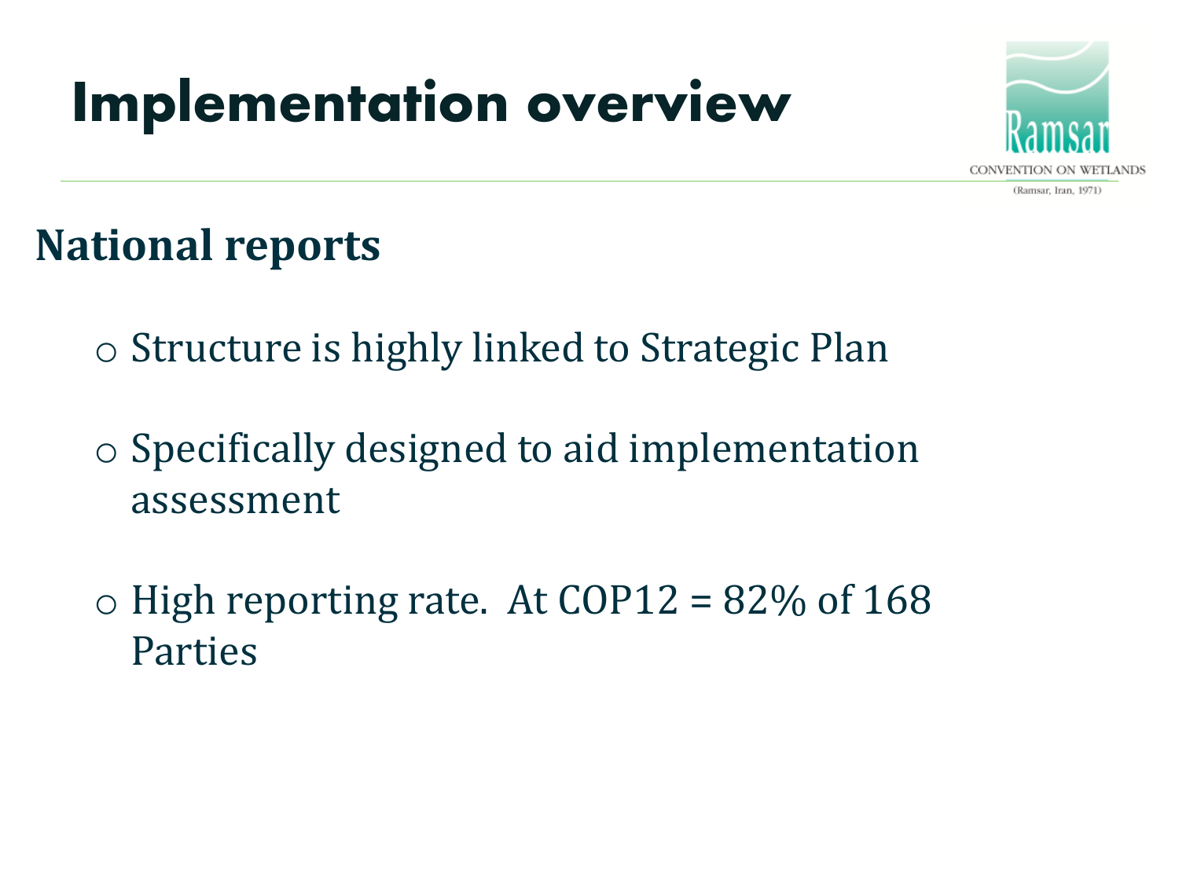# Implementation overview

## National reports

- Structure is highly linked to Strategic Plan
- Specifically designed to aid implementation assessment
- High reporting rate. At COP12 = 82% of 168 Parties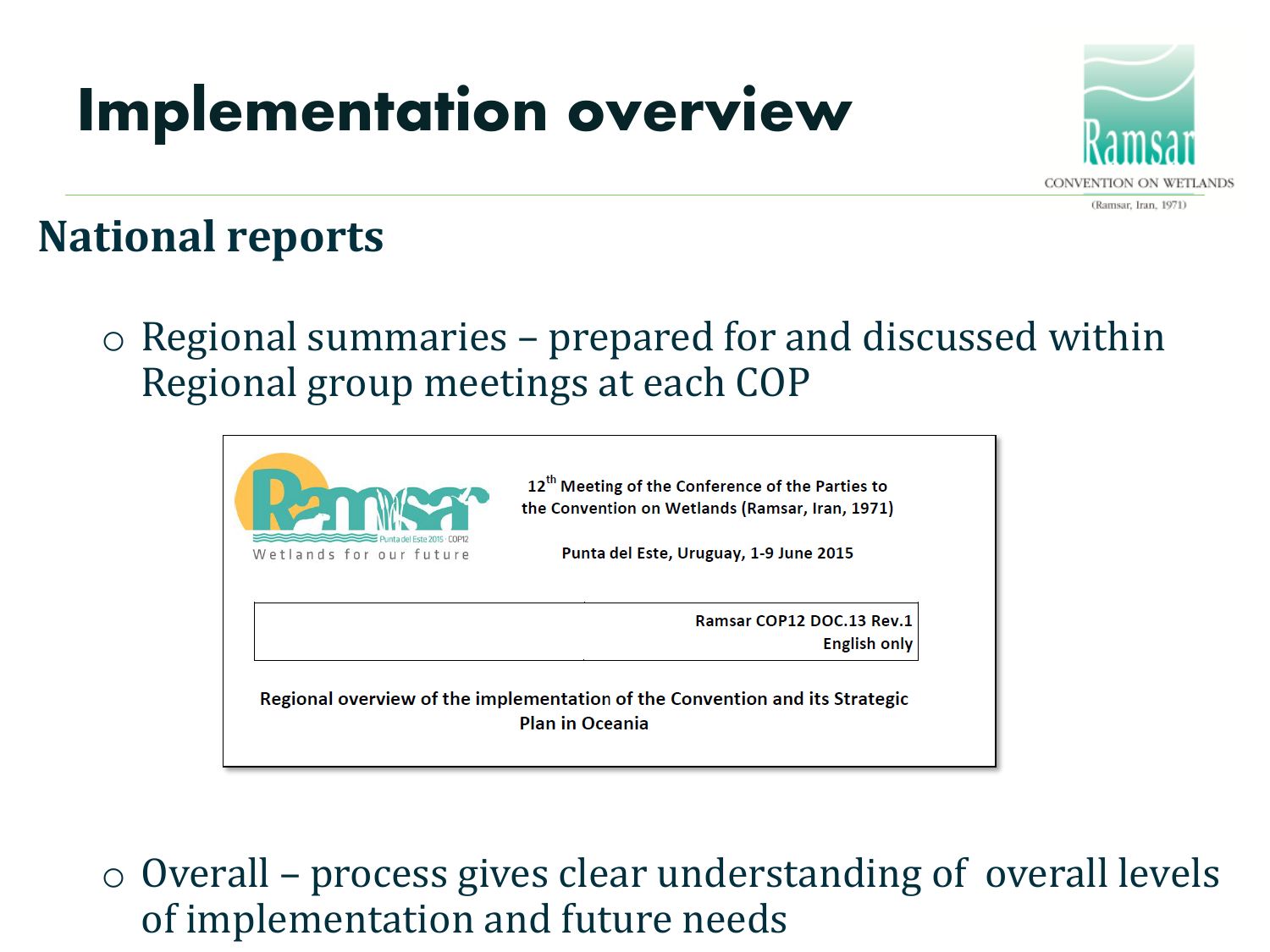# Implementation overview

## National reports

- Regional summaries – prepared for and discussed within Regional group meetings at each COP

12th Meeting of the Conference of the Parties to the Convention on Wetlands (Ramsar, Iran, 1971)

Punta del Este, Uruguay, 1-9 June 2015

Ramsar COP12 DOC.13 Rev.1
English only

**Regional overview of the implementation of the Convention and its Strategic Plan in Oceania**

- Overall – process gives clear understanding of overall levels of implementation and future needs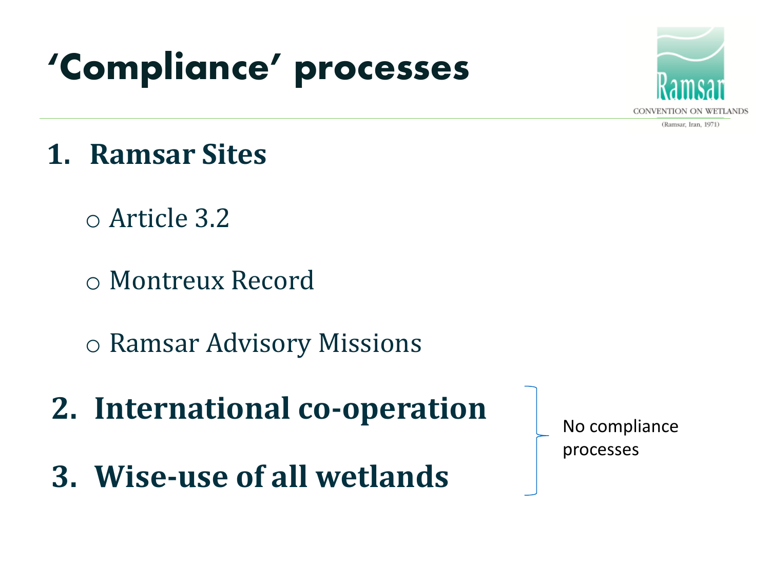# 'Compliance' processes

1. **Ramsar Sites**
   - Article 3.2
   - Montreux Record
   - Ramsar Advisory Missions
2. **International co-operation**
3. **Wise-use of all wetlands**

No compliance processes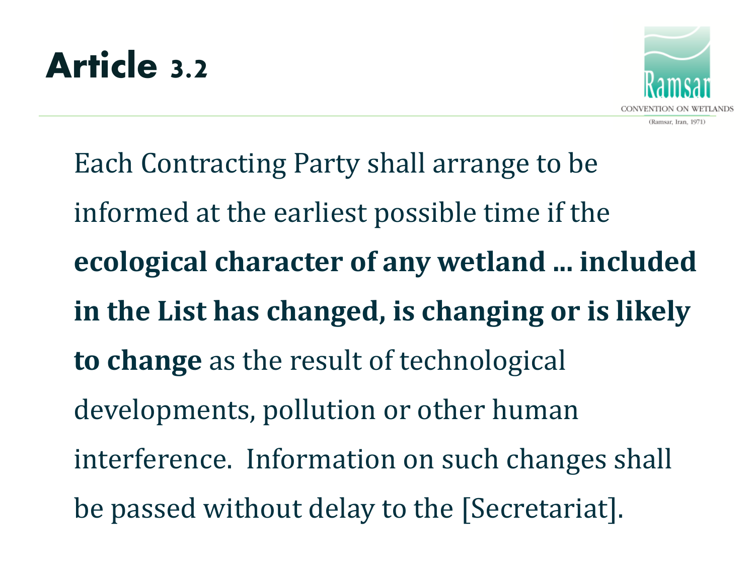# Article 3.2

Each Contracting Party shall arrange to be informed at the earliest possible time if the **ecological character of any wetland ... included in the List has changed, is changing or is likely to change** as the result of technological developments, pollution or other human interference. Information on such changes shall be passed without delay to the [Secretariat].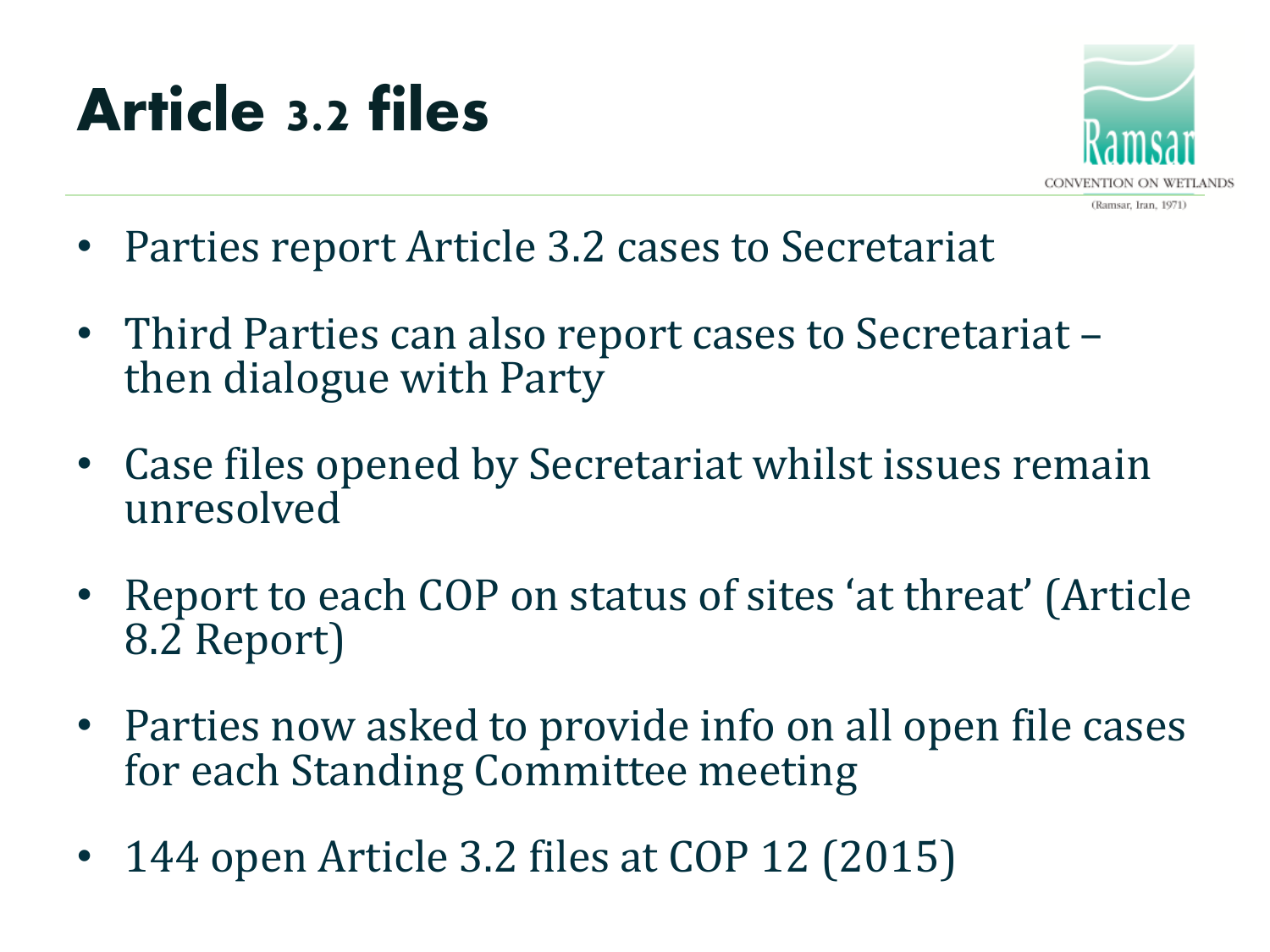# Article 3.2 files

- Parties report Article 3.2 cases to Secretariat
- Third Parties can also report cases to Secretariat – then dialogue with Party
- Case files opened by Secretariat whilst issues remain unresolved
- Report to each COP on status of sites 'at threat' (Article 8.2 Report)
- Parties now asked to provide info on all open file cases for each Standing Committee meeting
- 144 open Article 3.2 files at COP 12 (2015)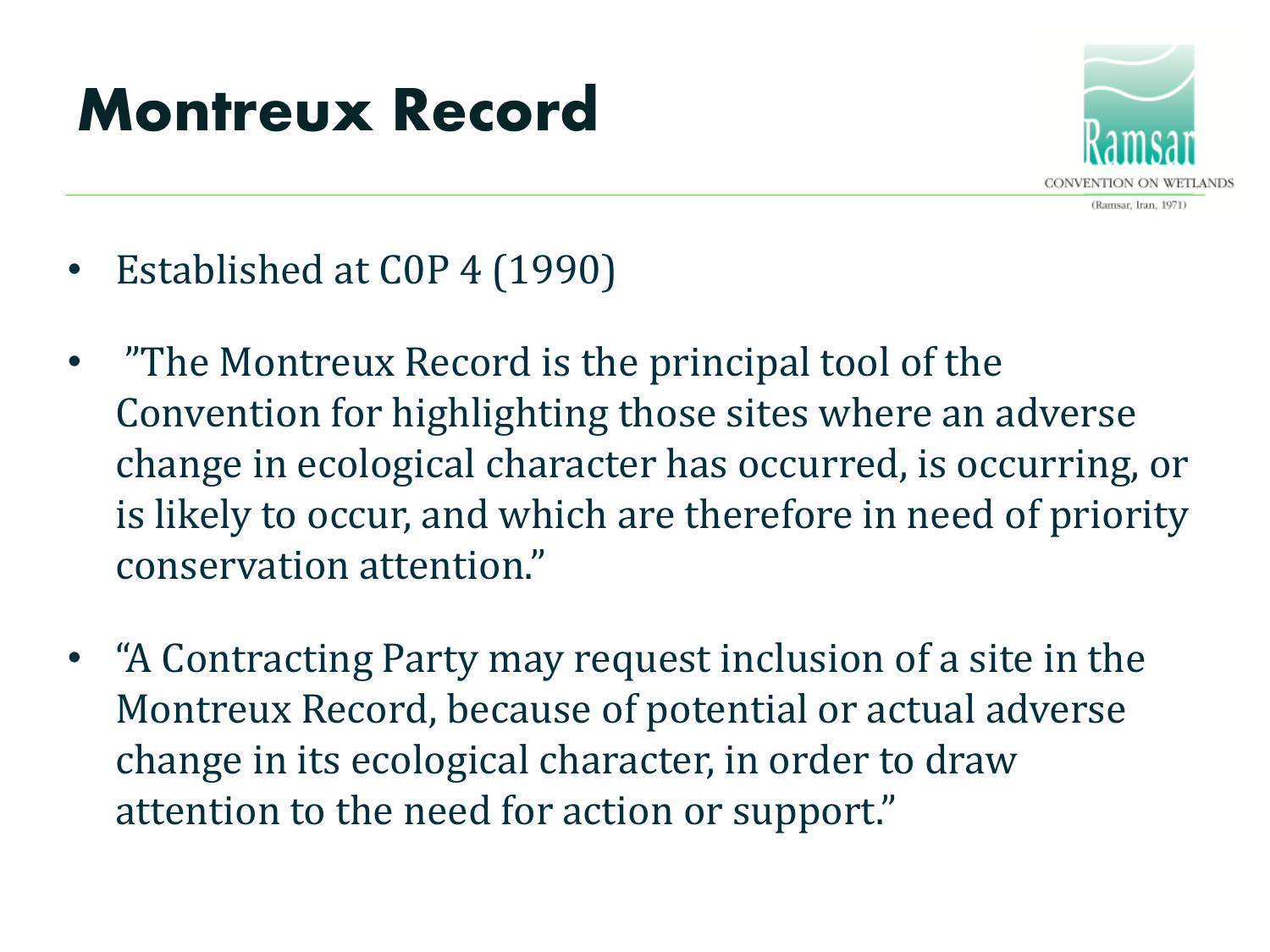# Montreux Record

- Established at C0P 4 (1990)
- ”The Montreux Record is the principal tool of the Convention for highlighting those sites where an adverse change in ecological character has occurred, is occurring, or is likely to occur, and which are therefore in need of priority conservation attention.”
- “A Contracting Party may request inclusion of a site in the Montreux Record, because of potential or actual adverse change in its ecological character, in order to draw attention to the need for action or support.”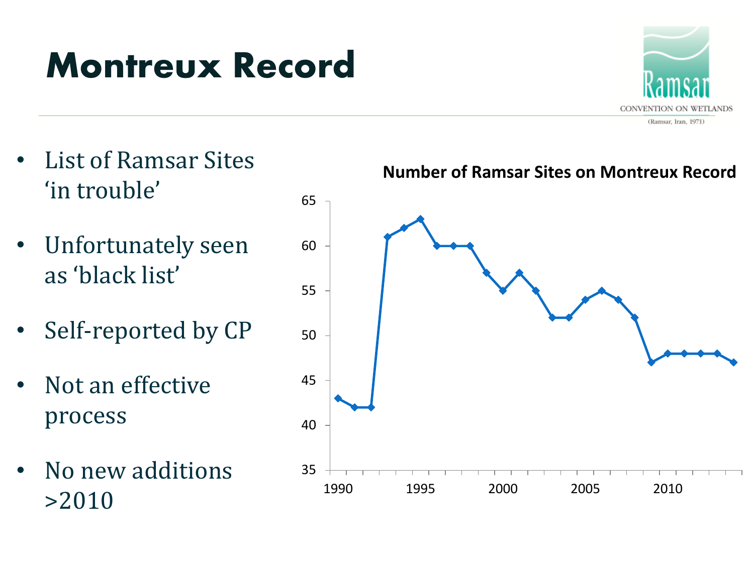# Montreux Record

- List of Ramsar Sites 'in trouble'
- Unfortunately seen as 'black list'
- Self-reported by CP
- Not an effective process
- No new additions >2010

**Number of Ramsar Sites on Montreux Record**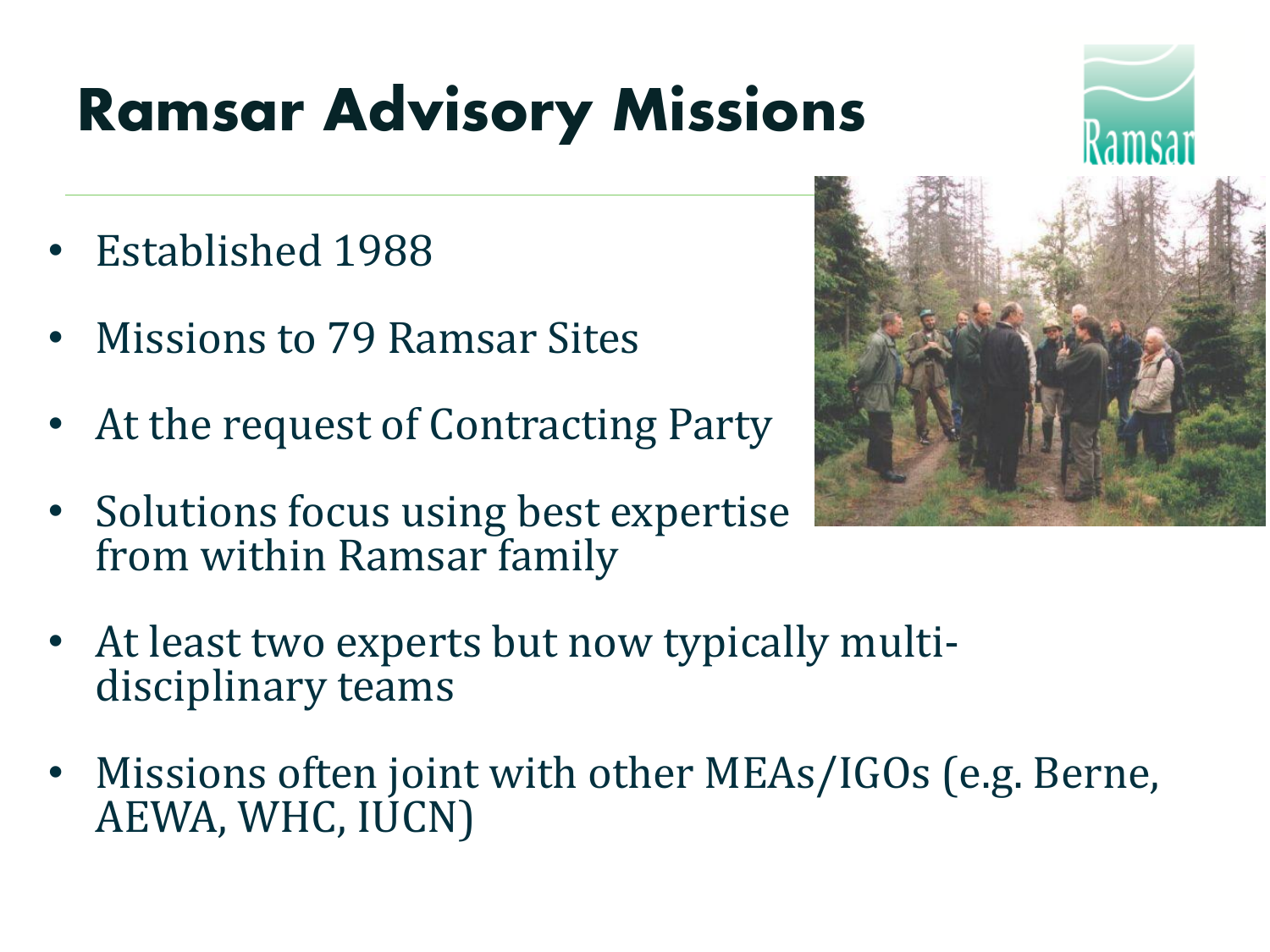# Ramsar Advisory Missions

- Established 1988
- Missions to 79 Ramsar Sites
- At the request of Contracting Party
- Solutions focus using best expertise from within Ramsar family
- At least two experts but now typically multi-disciplinary teams
- Missions often joint with other MEAs/IGOs (e.g. Berne, AEWA, WHC, IUCN)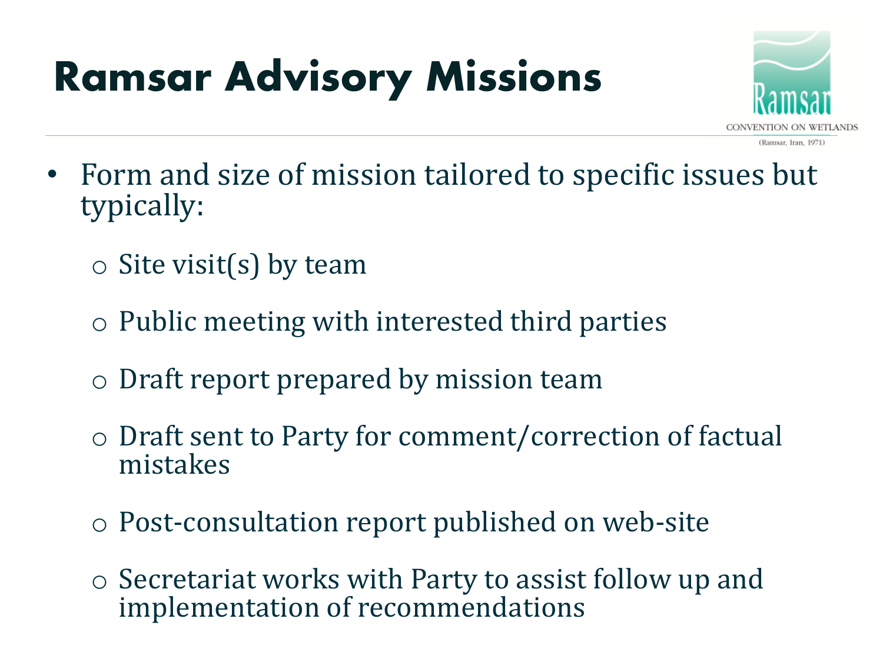# Ramsar Advisory Missions

- Form and size of mission tailored to specific issues but typically:
  - Site visit(s) by team
  - Public meeting with interested third parties
  - Draft report prepared by mission team
  - Draft sent to Party for comment/correction of factual mistakes
  - Post-consultation report published on web-site
  - Secretariat works with Party to assist follow up and implementation of recommendations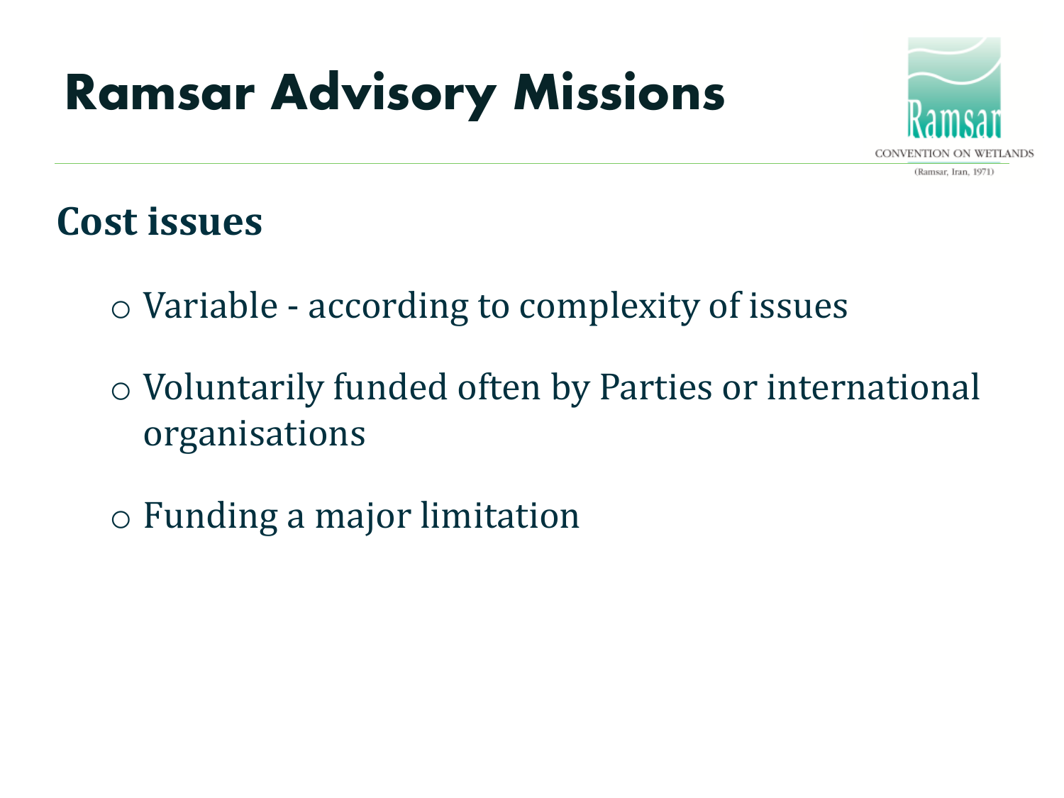# Ramsar Advisory Missions

## Cost issues

- Variable - according to complexity of issues
- Voluntarily funded often by Parties or international organisations
- Funding a major limitation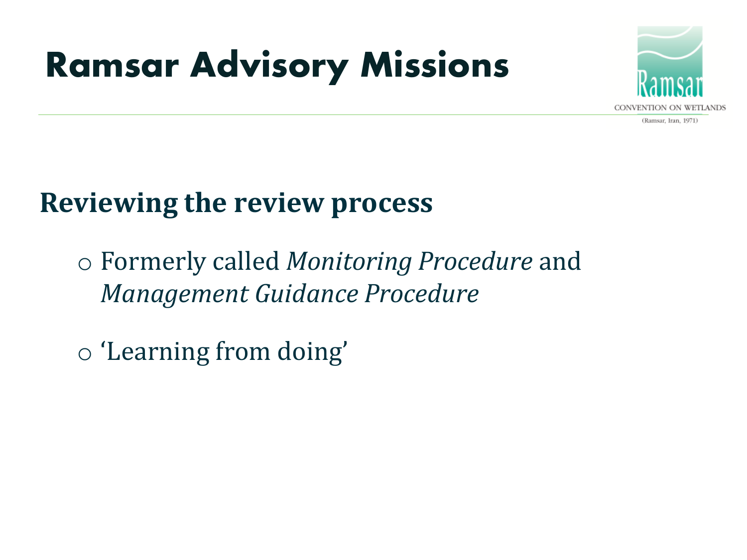# Ramsar Advisory Missions

CONVENTION ON WETLANDS
(Ramsar, Iran, 1971)

## Reviewing the review process

- Formerly called *Monitoring Procedure* and *Management Guidance Procedure*
- 'Learning from doing'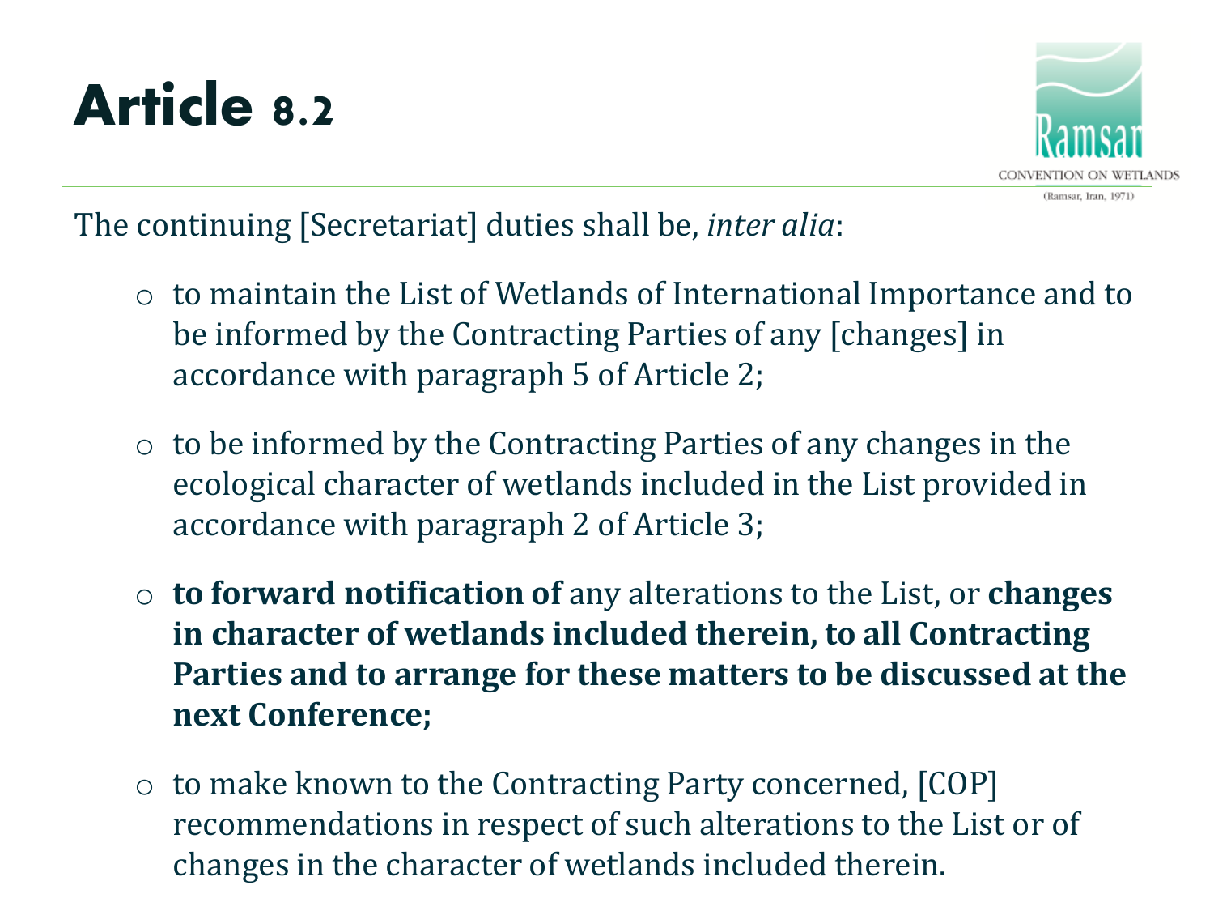# Article 8.2

The continuing [Secretariat] duties shall be, *inter alia*:

- to maintain the List of Wetlands of International Importance and to be informed by the Contracting Parties of any [changes] in accordance with paragraph 5 of Article 2;
- to be informed by the Contracting Parties of any changes in the ecological character of wetlands included in the List provided in accordance with paragraph 2 of Article 3;
- **to forward notification of** any alterations to the List, or **changes in character of wetlands included therein, to all Contracting Parties and to arrange for these matters to be discussed at the next Conference;**
- to make known to the Contracting Party concerned, [COP] recommendations in respect of such alterations to the List or of changes in the character of wetlands included therein.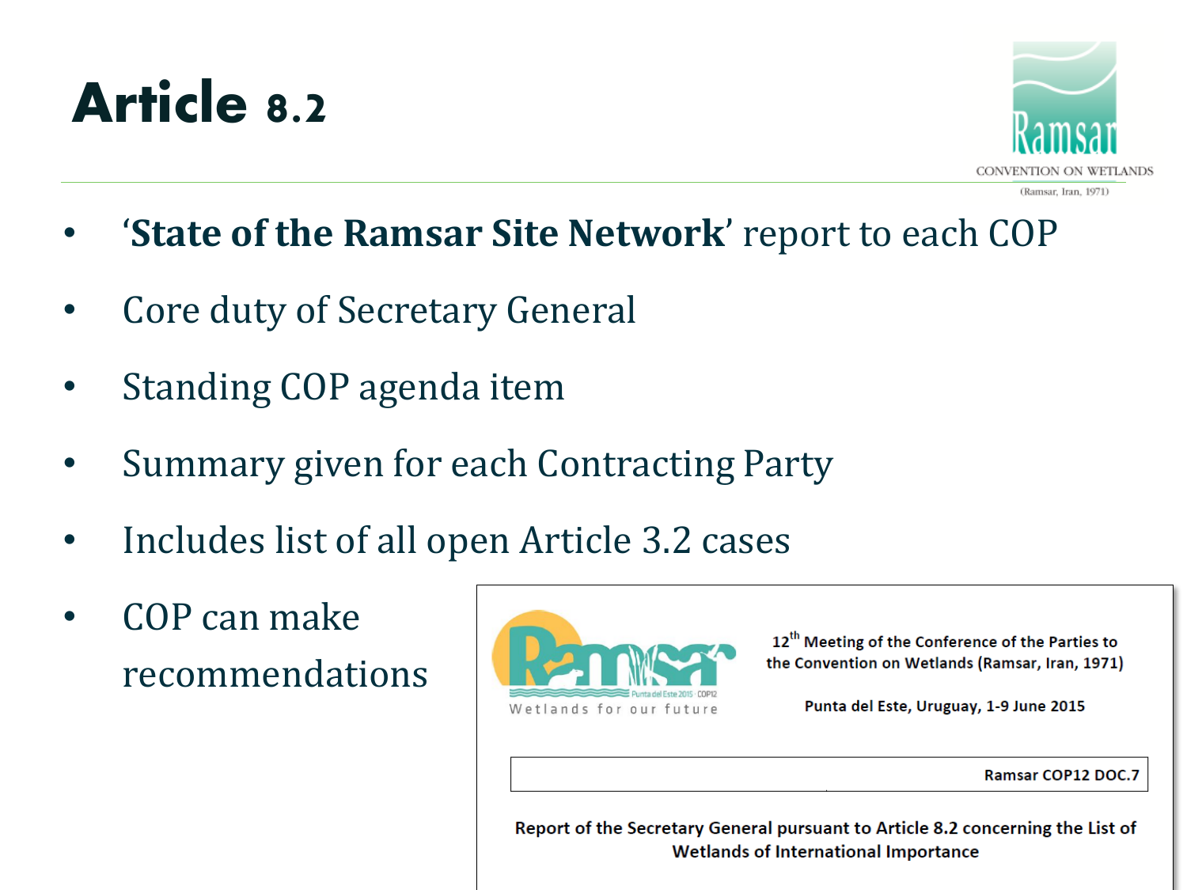# Article 8.2

- '**State of the Ramsar Site Network**' report to each COP
- Core duty of Secretary General
- Standing COP agenda item
- Summary given for each Contracting Party
- Includes list of all open Article 3.2 cases
- COP can make recommendations

12th Meeting of the Conference of the Parties to the Convention on Wetlands (Ramsar, Iran, 1971)

Punta del Este, Uruguay, 1-9 June 2015

Ramsar COP12 DOC.7

**Report of the Secretary General pursuant to Article 8.2 concerning the List of Wetlands of International Importance**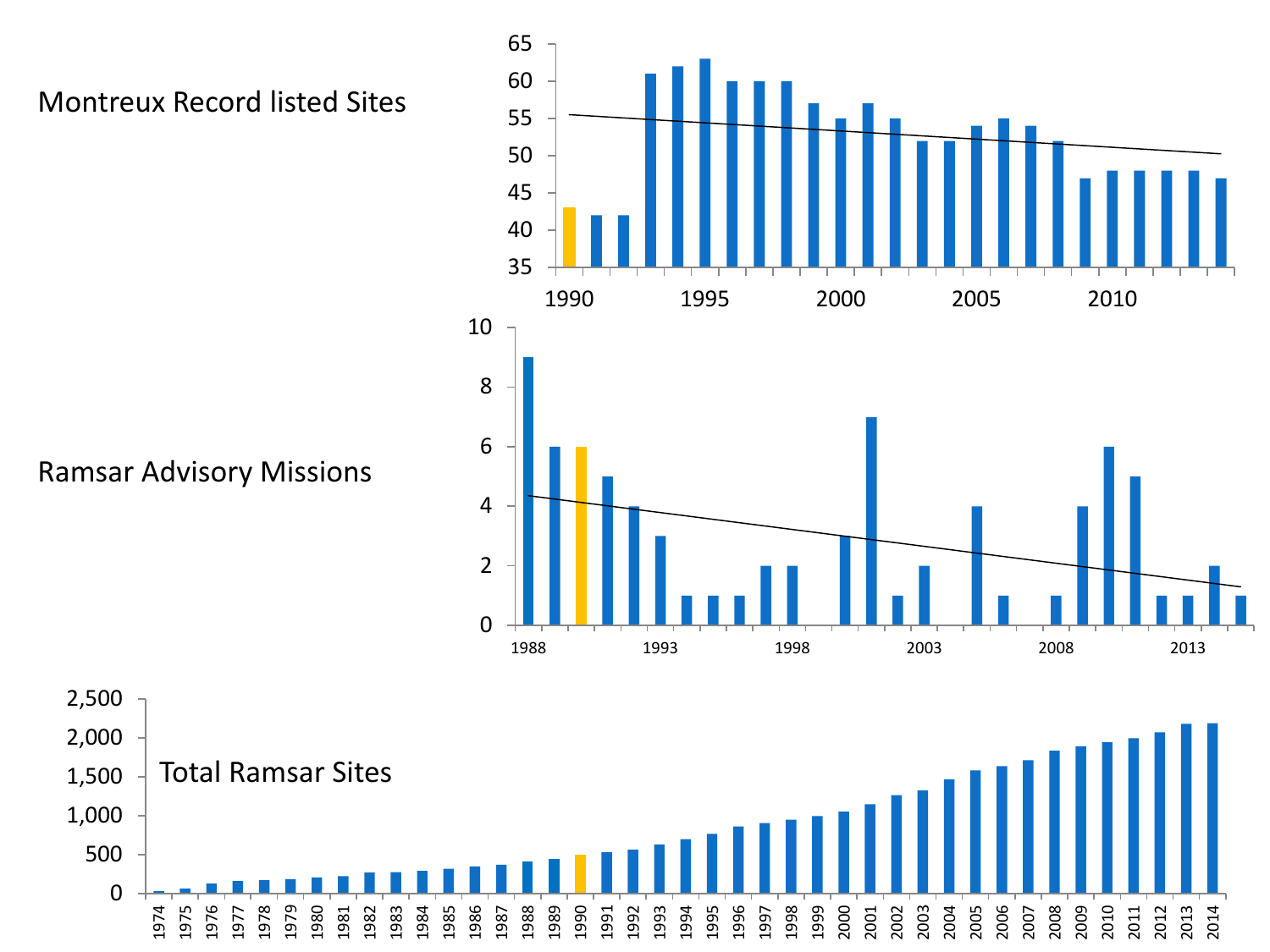Montreux Record listed Sites

Ramsar Advisory Missions

Total Ramsar Sites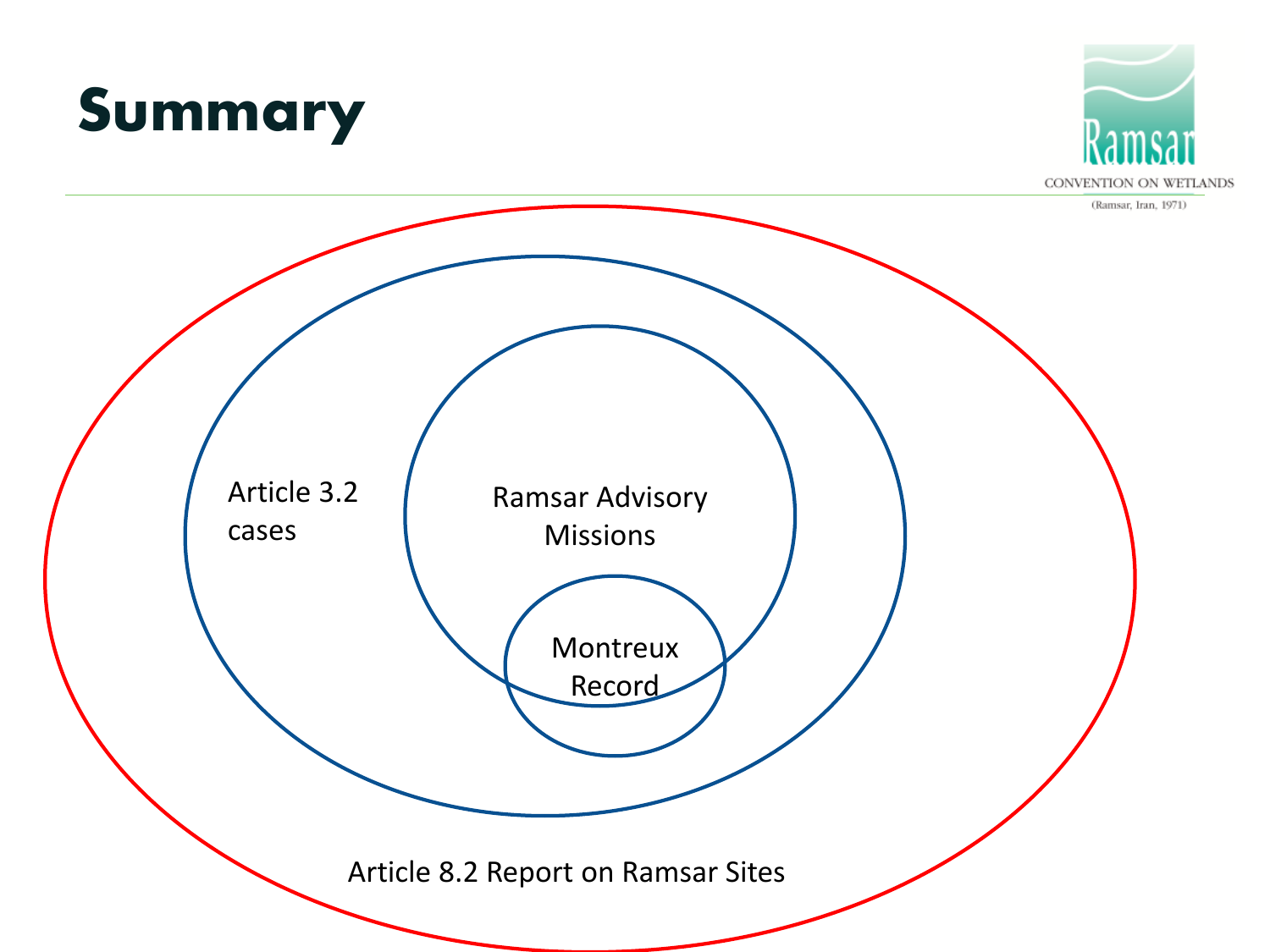# Summary

Article 3.2 cases

Ramsar Advisory Missions

Montreux Record

Article 8.2 Report on Ramsar Sites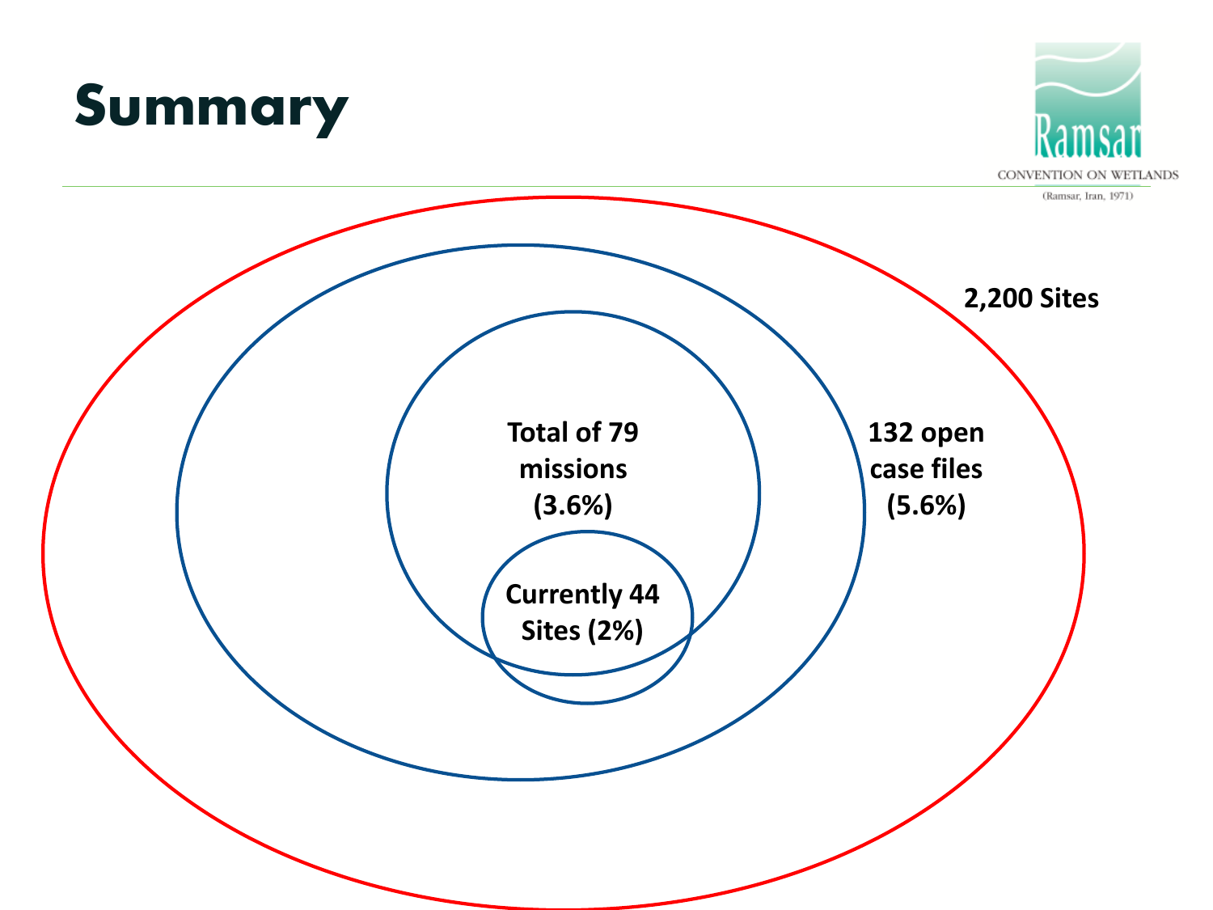# Summary

2,200 Sites

132 open case files (5.6%)

Total of 79 missions (3.6%)

Currently 44 Sites (2%)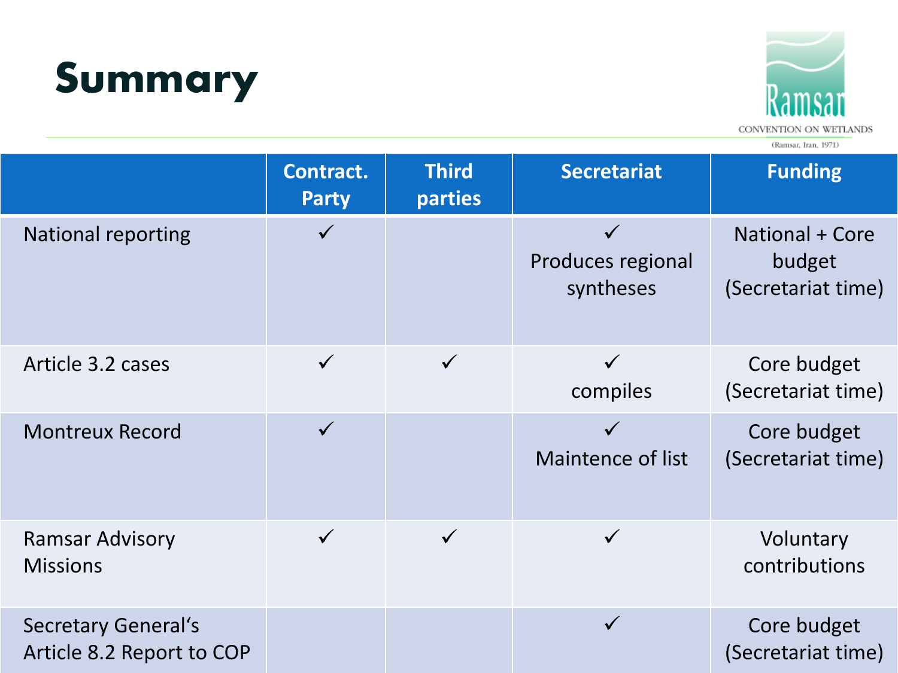# Summary

| | Contract. Party | Third parties | Secretariat | Funding |
|---|---|---|---|---|
| National reporting | ✓ | | ✓ Produces regional syntheses | National + Core budget (Secretariat time) |
| Article 3.2 cases | ✓ | ✓ | ✓ compiles | Core budget (Secretariat time) |
| Montreux Record | ✓ | | ✓ Maintence of list | Core budget (Secretariat time) |
| Ramsar Advisory Missions | ✓ | ✓ | ✓ | Voluntary contributions |
| Secretary General's Article 8.2 Report to COP | | | ✓ | Core budget (Secretariat time) |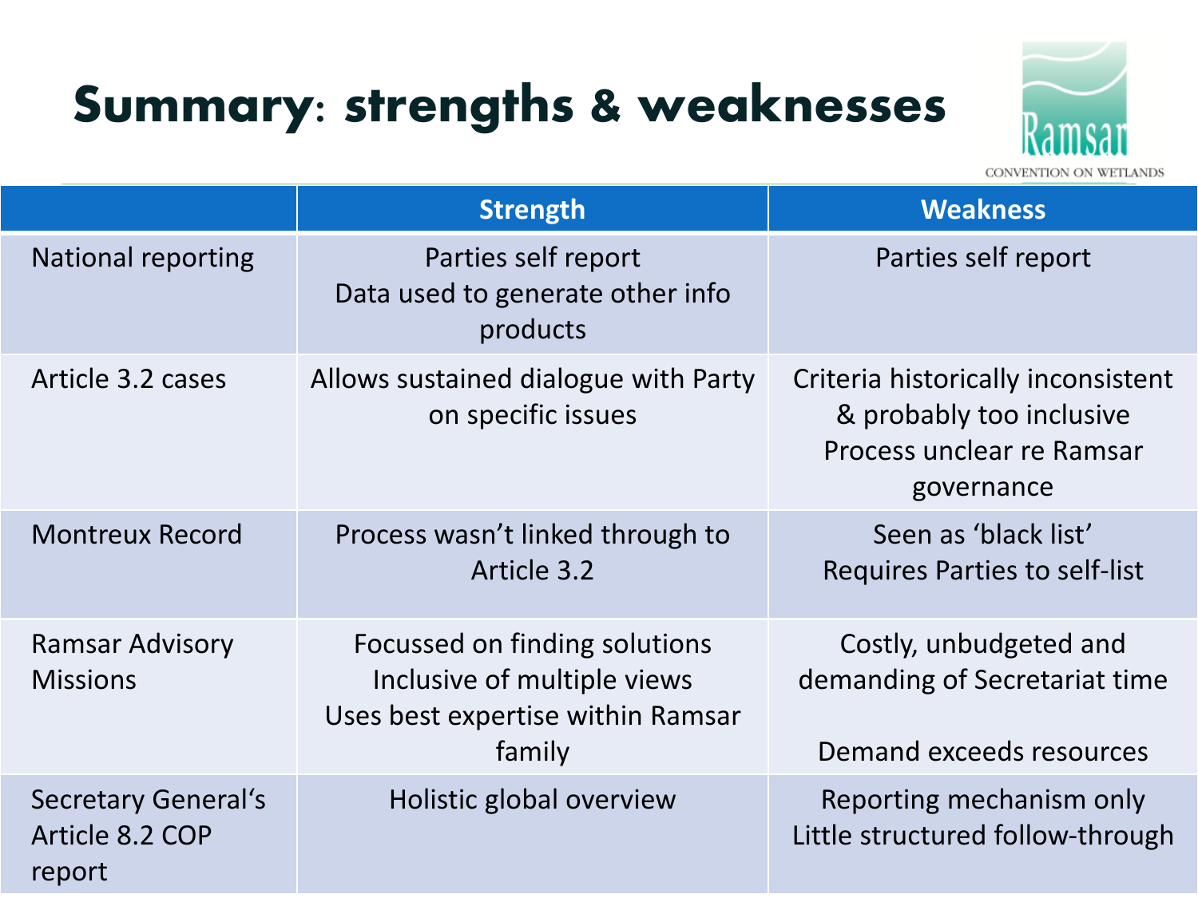# Summary: strengths & weaknesses

| | Strength | Weakness |
|---|---|---|
| National reporting | Parties self report<br>Data used to generate other info products | Parties self report |
| Article 3.2 cases | Allows sustained dialogue with Party on specific issues | Criteria historically inconsistent & probably too inclusive<br>Process unclear re Ramsar governance |
| Montreux Record | Process wasn't linked through to Article 3.2 | Seen as 'black list'<br>Requires Parties to self-list |
| Ramsar Advisory Missions | Focussed on finding solutions<br>Inclusive of multiple views<br>Uses best expertise within Ramsar family | Costly, unbudgeted and demanding of Secretariat time<br><br>Demand exceeds resources |
| Secretary General's Article 8.2 COP report | Holistic global overview | Reporting mechanism only<br>Little structured follow-through |